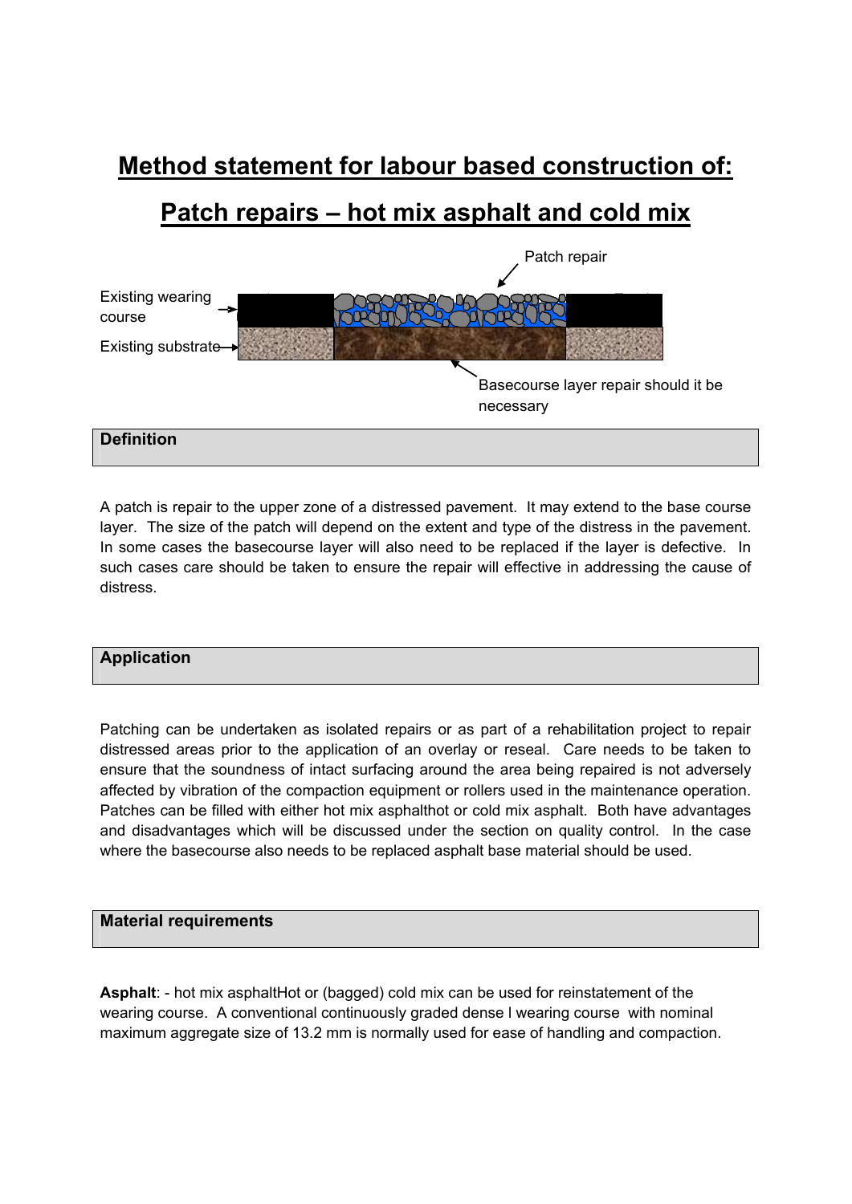# Method statement for labour based construction of:

# Patch repairs – hot mix asphalt and cold mix

Patch repair

Existing wearing course

Existing substrate

Basecourse layer repair should it be necessary

## Definition

A patch is repair to the upper zone of a distressed pavement. It may extend to the base course layer. The size of the patch will depend on the extent and type of the distress in the pavement. In some cases the basecourse layer will also need to be replaced if the layer is defective. In such cases care should be taken to ensure the repair will effective in addressing the cause of distress.

## Application

Patching can be undertaken as isolated repairs or as part of a rehabilitation project to repair distressed areas prior to the application of an overlay or reseal. Care needs to be taken to ensure that the soundness of intact surfacing around the area being repaired is not adversely affected by vibration of the compaction equipment or rollers used in the maintenance operation. Patches can be filled with either hot mix asphalthot or cold mix asphalt. Both have advantages and disadvantages which will be discussed under the section on quality control. In the case where the basecourse also needs to be replaced asphalt base material should be used.

## Material requirements

**Asphalt**: - hot mix asphaltHot or (bagged) cold mix can be used for reinstatement of the wearing course. A conventional continuously graded dense l wearing course with nominal maximum aggregate size of 13.2 mm is normally used for ease of handling and compaction.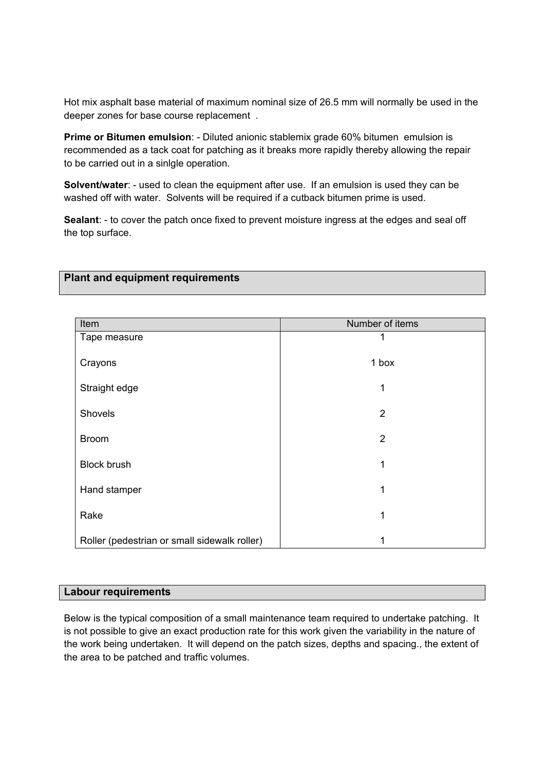Hot mix asphalt base material of maximum nominal size of 26.5 mm will normally be used in the deeper zones for base course replacement .

**Prime or Bitumen emulsion**: - Diluted anionic stablemix grade 60% bitumen emulsion is recommended as a tack coat for patching as it breaks more rapidly thereby allowing the repair to be carried out in a sinlgle operation.

**Solvent/water**: - used to clean the equipment after use. If an emulsion is used they can be washed off with water. Solvents will be required if a cutback bitumen prime is used.

**Sealant**: - to cover the patch once fixed to prevent moisture ingress at the edges and seal off the top surface.

## Plant and equipment requirements

| Item | Number of items |
|---|---|
| Tape measure | 1 |
| Crayons | 1 box |
| Straight edge | 1 |
| Shovels | 2 |
| Broom | 2 |
| Block brush | 1 |
| Hand stamper | 1 |
| Rake | 1 |
| Roller (pedestrian or small sidewalk roller) | 1 |

## Labour requirements

Below is the typical composition of a small maintenance team required to undertake patching. It is not possible to give an exact production rate for this work given the variability in the nature of the work being undertaken. It will depend on the patch sizes, depths and spacing., the extent of the area to be patched and traffic volumes.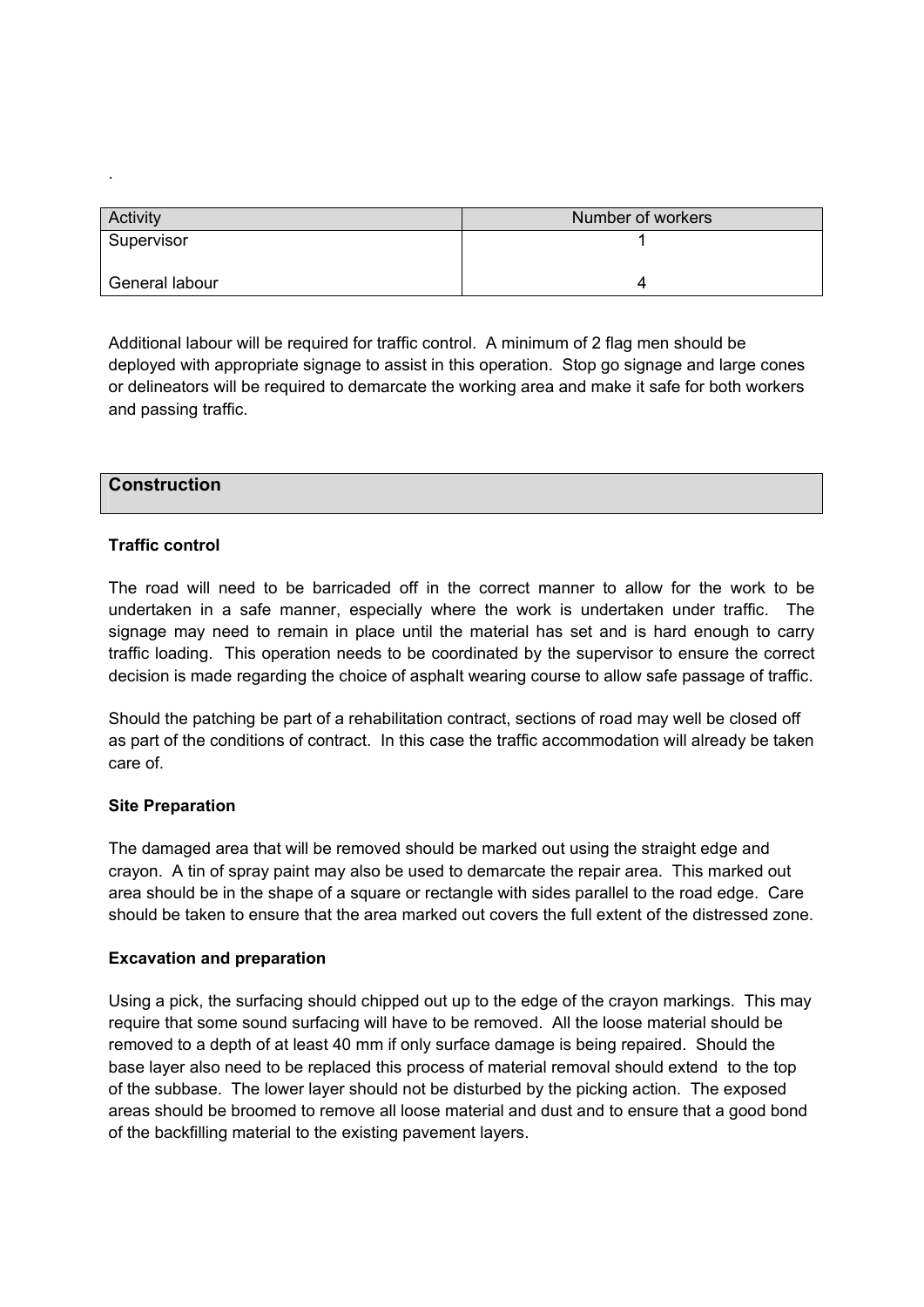.

| Activity | Number of workers |
| --- | --- |
| Supervisor | 1 |
| General labour | 4 |

Additional labour will be required for traffic control. A minimum of 2 flag men should be deployed with appropriate signage to assist in this operation. Stop go signage and large cones or delineators will be required to demarcate the working area and make it safe for both workers and passing traffic.

## Construction

**Traffic control**

The road will need to be barricaded off in the correct manner to allow for the work to be undertaken in a safe manner, especially where the work is undertaken under traffic. The signage may need to remain in place until the material has set and is hard enough to carry traffic loading. This operation needs to be coordinated by the supervisor to ensure the correct decision is made regarding the choice of asphalt wearing course to allow safe passage of traffic.

Should the patching be part of a rehabilitation contract, sections of road may well be closed off as part of the conditions of contract. In this case the traffic accommodation will already be taken care of.

**Site Preparation**

The damaged area that will be removed should be marked out using the straight edge and crayon. A tin of spray paint may also be used to demarcate the repair area. This marked out area should be in the shape of a square or rectangle with sides parallel to the road edge. Care should be taken to ensure that the area marked out covers the full extent of the distressed zone.

**Excavation and preparation**

Using a pick, the surfacing should chipped out up to the edge of the crayon markings. This may require that some sound surfacing will have to be removed. All the loose material should be removed to a depth of at least 40 mm if only surface damage is being repaired. Should the base layer also need to be replaced this process of material removal should extend to the top of the subbase. The lower layer should not be disturbed by the picking action. The exposed areas should be broomed to remove all loose material and dust and to ensure that a good bond of the backfilling material to the existing pavement layers.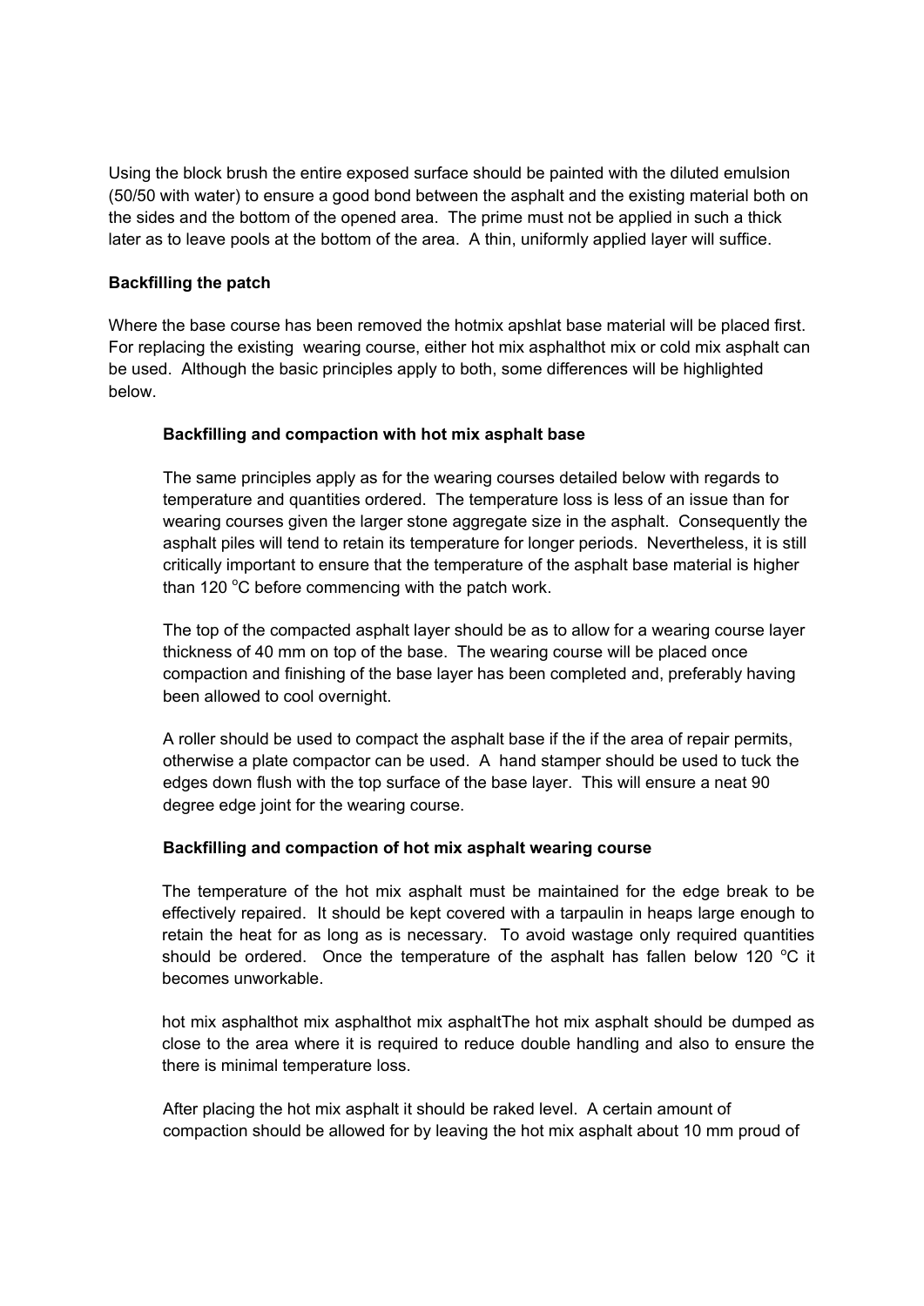Using the block brush the entire exposed surface should be painted with the diluted emulsion (50/50 with water) to ensure a good bond between the asphalt and the existing material both on the sides and the bottom of the opened area. The prime must not be applied in such a thick later as to leave pools at the bottom of the area. A thin, uniformly applied layer will suffice.

**Backfilling the patch**

Where the base course has been removed the hotmix apshlat base material will be placed first. For replacing the existing wearing course, either hot mix asphalthot mix or cold mix asphalt can be used. Although the basic principles apply to both, some differences will be highlighted below.

**Backfilling and compaction with hot mix asphalt base**

The same principles apply as for the wearing courses detailed below with regards to temperature and quantities ordered. The temperature loss is less of an issue than for wearing courses given the larger stone aggregate size in the asphalt. Consequently the asphalt piles will tend to retain its temperature for longer periods. Nevertheless, it is still critically important to ensure that the temperature of the asphalt base material is higher than 120 $^{o}$C before commencing with the patch work.

The top of the compacted asphalt layer should be as to allow for a wearing course layer thickness of 40 mm on top of the base. The wearing course will be placed once compaction and finishing of the base layer has been completed and, preferably having been allowed to cool overnight.

A roller should be used to compact the asphalt base if the if the area of repair permits, otherwise a plate compactor can be used. A hand stamper should be used to tuck the edges down flush with the top surface of the base layer. This will ensure a neat 90 degree edge joint for the wearing course.

**Backfilling and compaction of hot mix asphalt wearing course**

The temperature of the hot mix asphalt must be maintained for the edge break to be effectively repaired. It should be kept covered with a tarpaulin in heaps large enough to retain the heat for as long as is necessary. To avoid wastage only required quantities should be ordered. Once the temperature of the asphalt has fallen below 120 $^{o}$C it becomes unworkable.

hot mix asphalthot mix asphalthot mix asphaltThe hot mix asphalt should be dumped as close to the area where it is required to reduce double handling and also to ensure the there is minimal temperature loss.

After placing the hot mix asphalt it should be raked level. A certain amount of compaction should be allowed for by leaving the hot mix asphalt about 10 mm proud of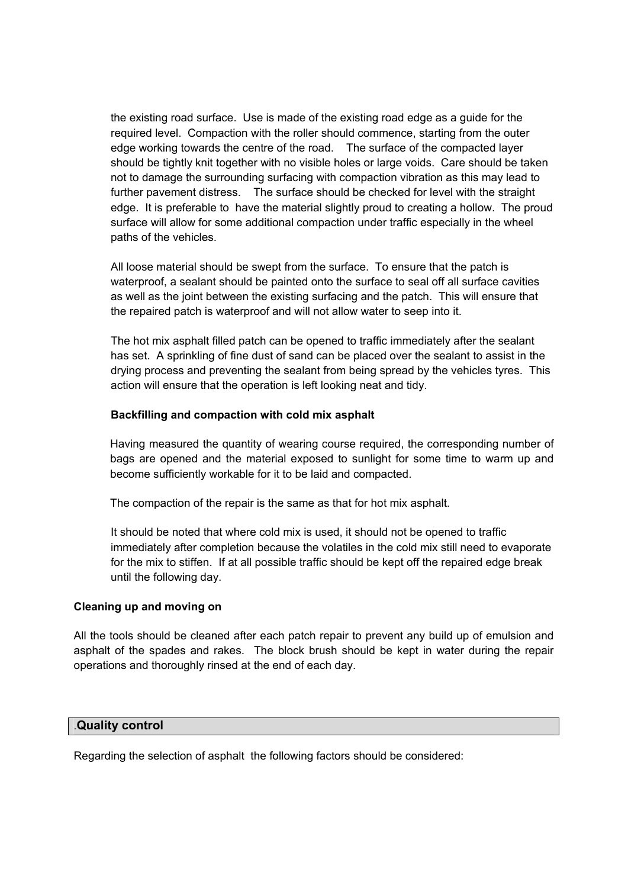the existing road surface. Use is made of the existing road edge as a guide for the required level. Compaction with the roller should commence, starting from the outer edge working towards the centre of the road. The surface of the compacted layer should be tightly knit together with no visible holes or large voids. Care should be taken not to damage the surrounding surfacing with compaction vibration as this may lead to further pavement distress. The surface should be checked for level with the straight edge. It is preferable to have the material slightly proud to creating a hollow. The proud surface will allow for some additional compaction under traffic especially in the wheel paths of the vehicles.

All loose material should be swept from the surface. To ensure that the patch is waterproof, a sealant should be painted onto the surface to seal off all surface cavities as well as the joint between the existing surfacing and the patch. This will ensure that the repaired patch is waterproof and will not allow water to seep into it.

The hot mix asphalt filled patch can be opened to traffic immediately after the sealant has set. A sprinkling of fine dust of sand can be placed over the sealant to assist in the drying process and preventing the sealant from being spread by the vehicles tyres. This action will ensure that the operation is left looking neat and tidy.

**Backfilling and compaction with cold mix asphalt**

Having measured the quantity of wearing course required, the corresponding number of bags are opened and the material exposed to sunlight for some time to warm up and become sufficiently workable for it to be laid and compacted.

The compaction of the repair is the same as that for hot mix asphalt.

It should be noted that where cold mix is used, it should not be opened to traffic immediately after completion because the volatiles in the cold mix still need to evaporate for the mix to stiffen. If at all possible traffic should be kept off the repaired edge break until the following day.

**Cleaning up and moving on**

All the tools should be cleaned after each patch repair to prevent any build up of emulsion and asphalt of the spades and rakes. The block brush should be kept in water during the repair operations and thoroughly rinsed at the end of each day.

## .Quality control

Regarding the selection of asphalt the following factors should be considered: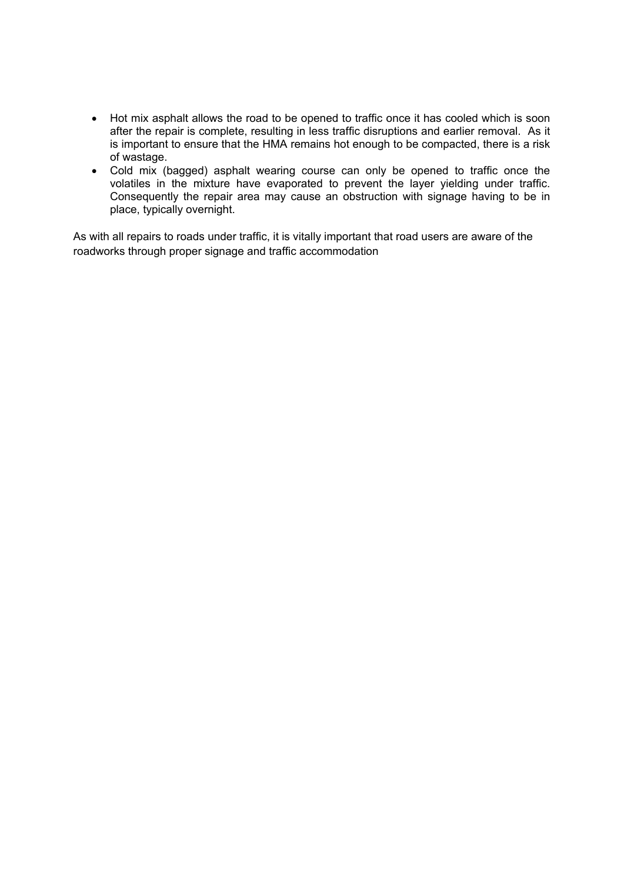- Hot mix asphalt allows the road to be opened to traffic once it has cooled which is soon after the repair is complete, resulting in less traffic disruptions and earlier removal. As it is important to ensure that the HMA remains hot enough to be compacted, there is a risk of wastage.
- Cold mix (bagged) asphalt wearing course can only be opened to traffic once the volatiles in the mixture have evaporated to prevent the layer yielding under traffic. Consequently the repair area may cause an obstruction with signage having to be in place, typically overnight.

As with all repairs to roads under traffic, it is vitally important that road users are aware of the roadworks through proper signage and traffic accommodation